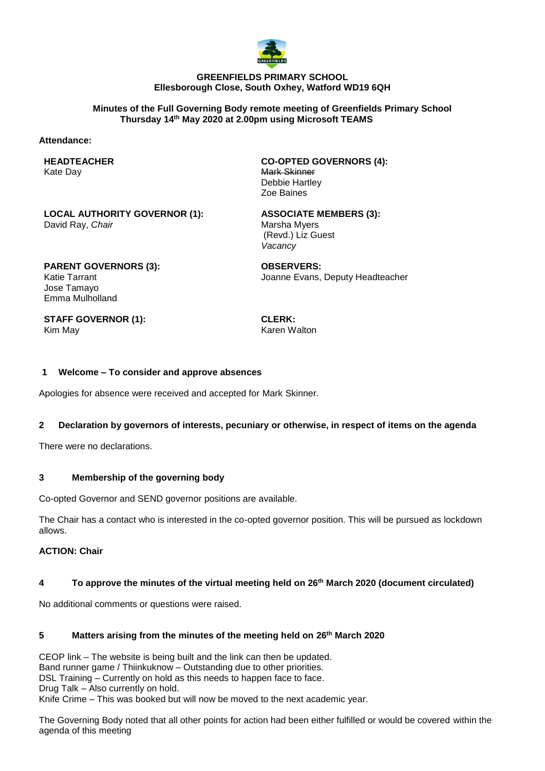**GREENFIELDS PRIMARY SCHOOL**
**Ellesborough Close, South Oxhey, Watford WD19 6QH**

**Minutes of the Full Governing Body remote meeting of Greenfields Primary School**
**Thursday 14th May 2020 at 2.00pm using Microsoft TEAMS**

**Attendance:**

**HEADTEACHER**
Kate Day

**CO-OPTED GOVERNORS (4):**
~~Mark Skinner~~
Debbie Hartley
Zoe Baines

**LOCAL AUTHORITY GOVERNOR (1):**
David Ray, *Chair*

**ASSOCIATE MEMBERS (3):**
Marsha Myers
(Revd.) Liz Guest
*Vacancy*

**PARENT GOVERNORS (3):**
Katie Tarrant
Jose Tamayo
Emma Mulholland

**OBSERVERS:**
Joanne Evans, Deputy Headteacher

**STAFF GOVERNOR (1):**
Kim May

**CLERK:**
Karen Walton

**1 Welcome – To consider and approve absences**

Apologies for absence were received and accepted for Mark Skinner.

**2 Declaration by governors of interests, pecuniary or otherwise, in respect of items on the agenda**

There were no declarations.

**3 Membership of the governing body**

Co-opted Governor and SEND governor positions are available.

The Chair has a contact who is interested in the co-opted governor position. This will be pursued as lockdown allows.

**ACTION: Chair**

**4 To approve the minutes of the virtual meeting held on 26th March 2020 (document circulated)**

No additional comments or questions were raised.

**5 Matters arising from the minutes of the meeting held on 26th March 2020**

CEOP link – The website is being built and the link can then be updated.
Band runner game / Thiinkuknow – Outstanding due to other priorities.
DSL Training – Currently on hold as this needs to happen face to face.
Drug Talk – Also currently on hold.
Knife Crime – This was booked but will now be moved to the next academic year.

The Governing Body noted that all other points for action had been either fulfilled or would be covered within the agenda of this meeting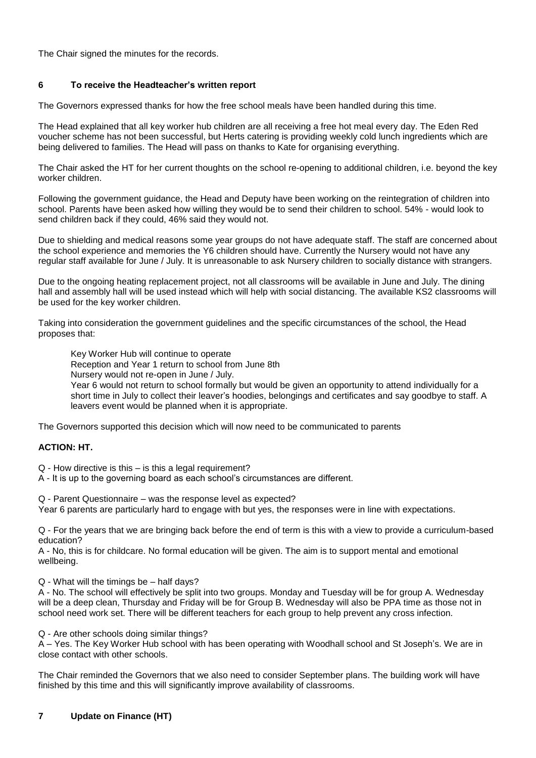The Chair signed the minutes for the records.

## 6 To receive the Headteacher's written report

The Governors expressed thanks for how the free school meals have been handled during this time.

The Head explained that all key worker hub children are all receiving a free hot meal every day. The Eden Red voucher scheme has not been successful, but Herts catering is providing weekly cold lunch ingredients which are being delivered to families. The Head will pass on thanks to Kate for organising everything.

The Chair asked the HT for her current thoughts on the school re-opening to additional children, i.e. beyond the key worker children.

Following the government guidance, the Head and Deputy have been working on the reintegration of children into school. Parents have been asked how willing they would be to send their children to school. 54% - would look to send children back if they could, 46% said they would not.

Due to shielding and medical reasons some year groups do not have adequate staff. The staff are concerned about the school experience and memories the Y6 children should have. Currently the Nursery would not have any regular staff available for June / July. It is unreasonable to ask Nursery children to socially distance with strangers.

Due to the ongoing heating replacement project, not all classrooms will be available in June and July. The dining hall and assembly hall will be used instead which will help with social distancing. The available KS2 classrooms will be used for the key worker children.

Taking into consideration the government guidelines and the specific circumstances of the school, the Head proposes that:

Key Worker Hub will continue to operate
Reception and Year 1 return to school from June 8th
Nursery would not re-open in June / July.
Year 6 would not return to school formally but would be given an opportunity to attend individually for a short time in July to collect their leaver's hoodies, belongings and certificates and say goodbye to staff. A leavers event would be planned when it is appropriate.

The Governors supported this decision which will now need to be communicated to parents

**ACTION: HT.**

Q - How directive is this – is this a legal requirement?
A - It is up to the governing board as each school's circumstances are different.

Q - Parent Questionnaire – was the response level as expected?
Year 6 parents are particularly hard to engage with but yes, the responses were in line with expectations.

Q - For the years that we are bringing back before the end of term is this with a view to provide a curriculum-based education?
A - No, this is for childcare. No formal education will be given. The aim is to support mental and emotional wellbeing.

Q - What will the timings be – half days?
A - No. The school will effectively be split into two groups. Monday and Tuesday will be for group A. Wednesday will be a deep clean, Thursday and Friday will be for Group B. Wednesday will also be PPA time as those not in school need work set. There will be different teachers for each group to help prevent any cross infection.

Q - Are other schools doing similar things?
A – Yes. The Key Worker Hub school with has been operating with Woodhall school and St Joseph's. We are in close contact with other schools.

The Chair reminded the Governors that we also need to consider September plans. The building work will have finished by this time and this will significantly improve availability of classrooms.

## 7 Update on Finance (HT)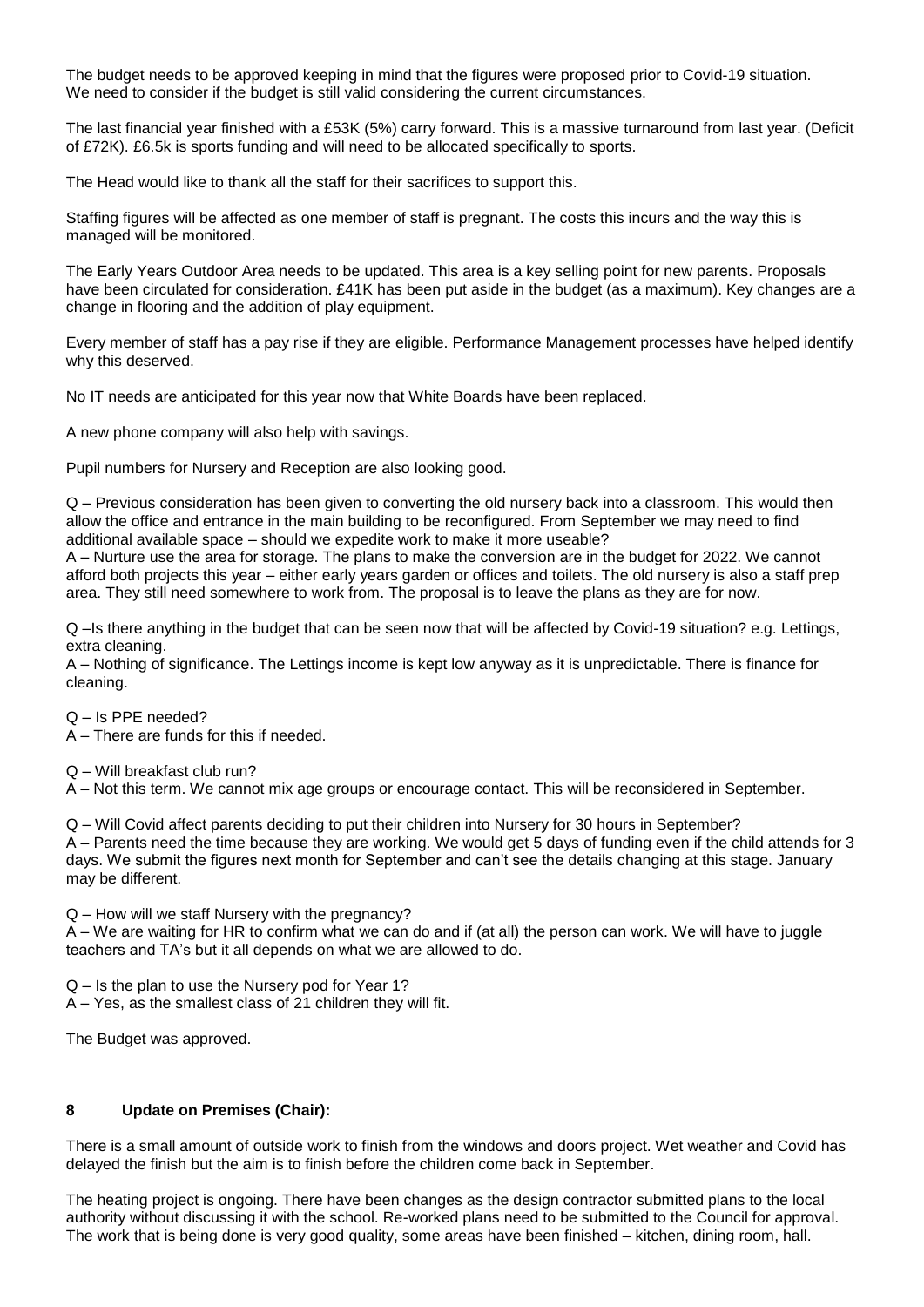The budget needs to be approved keeping in mind that the figures were proposed prior to Covid-19 situation. We need to consider if the budget is still valid considering the current circumstances.

The last financial year finished with a £53K (5%) carry forward. This is a massive turnaround from last year. (Deficit of £72K). £6.5k is sports funding and will need to be allocated specifically to sports.

The Head would like to thank all the staff for their sacrifices to support this.

Staffing figures will be affected as one member of staff is pregnant. The costs this incurs and the way this is managed will be monitored.

The Early Years Outdoor Area needs to be updated. This area is a key selling point for new parents. Proposals have been circulated for consideration. £41K has been put aside in the budget (as a maximum). Key changes are a change in flooring and the addition of play equipment.

Every member of staff has a pay rise if they are eligible. Performance Management processes have helped identify why this deserved.

No IT needs are anticipated for this year now that White Boards have been replaced.

A new phone company will also help with savings.

Pupil numbers for Nursery and Reception are also looking good.

Q – Previous consideration has been given to converting the old nursery back into a classroom. This would then allow the office and entrance in the main building to be reconfigured. From September we may need to find additional available space – should we expedite work to make it more useable?
A – Nurture use the area for storage. The plans to make the conversion are in the budget for 2022. We cannot afford both projects this year – either early years garden or offices and toilets. The old nursery is also a staff prep area. They still need somewhere to work from. The proposal is to leave the plans as they are for now.

Q –Is there anything in the budget that can be seen now that will be affected by Covid-19 situation? e.g. Lettings, extra cleaning.
A – Nothing of significance. The Lettings income is kept low anyway as it is unpredictable. There is finance for cleaning.

Q – Is PPE needed?
A – There are funds for this if needed.

Q – Will breakfast club run?
A – Not this term. We cannot mix age groups or encourage contact. This will be reconsidered in September.

Q – Will Covid affect parents deciding to put their children into Nursery for 30 hours in September?
A – Parents need the time because they are working. We would get 5 days of funding even if the child attends for 3 days. We submit the figures next month for September and can't see the details changing at this stage. January may be different.

Q – How will we staff Nursery with the pregnancy?
A – We are waiting for HR to confirm what we can do and if (at all) the person can work. We will have to juggle teachers and TA's but it all depends on what we are allowed to do.

Q – Is the plan to use the Nursery pod for Year 1?
A – Yes, as the smallest class of 21 children they will fit.

The Budget was approved.

## 8 Update on Premises (Chair):

There is a small amount of outside work to finish from the windows and doors project. Wet weather and Covid has delayed the finish but the aim is to finish before the children come back in September.

The heating project is ongoing. There have been changes as the design contractor submitted plans to the local authority without discussing it with the school. Re-worked plans need to be submitted to the Council for approval. The work that is being done is very good quality, some areas have been finished – kitchen, dining room, hall.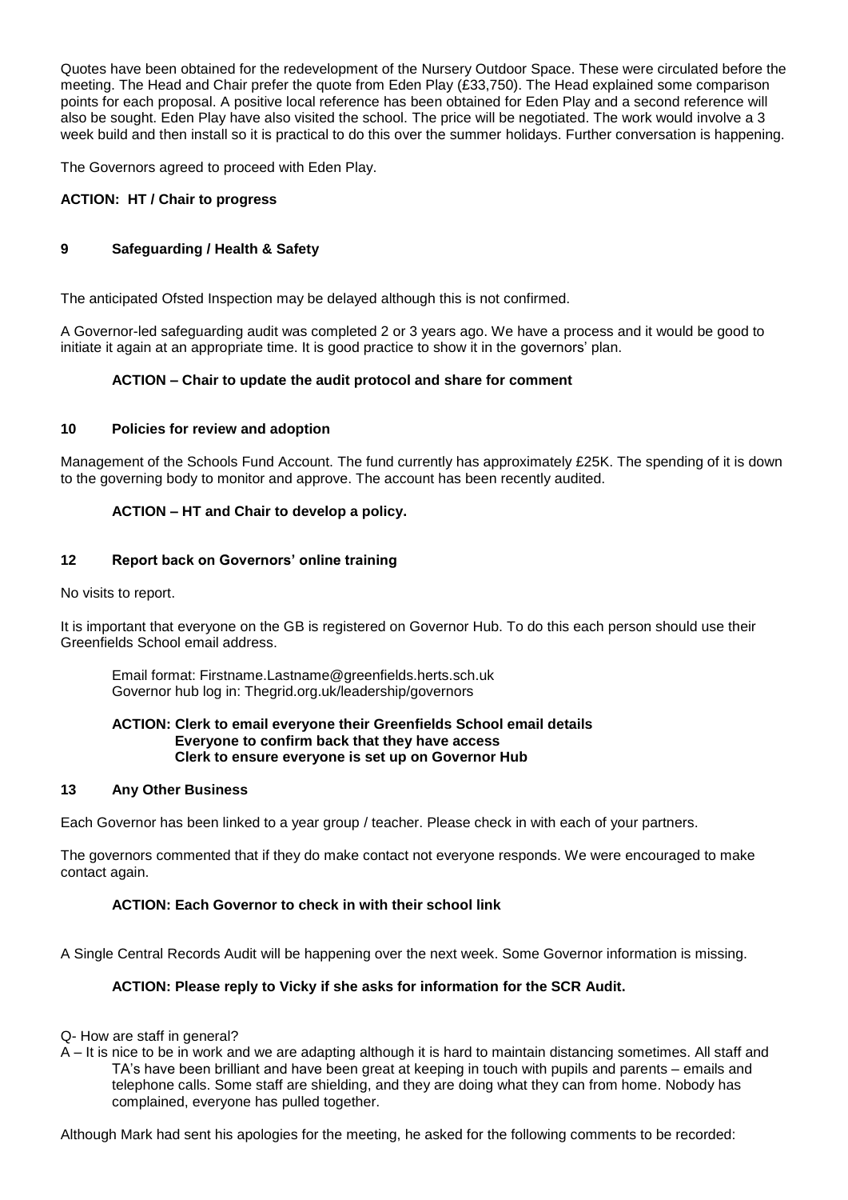Quotes have been obtained for the redevelopment of the Nursery Outdoor Space. These were circulated before the meeting. The Head and Chair prefer the quote from Eden Play (£33,750). The Head explained some comparison points for each proposal. A positive local reference has been obtained for Eden Play and a second reference will also be sought. Eden Play have also visited the school. The price will be negotiated. The work would involve a 3 week build and then install so it is practical to do this over the summer holidays. Further conversation is happening.

The Governors agreed to proceed with Eden Play.

**ACTION: HT / Chair to progress**

## 9 Safeguarding / Health & Safety

The anticipated Ofsted Inspection may be delayed although this is not confirmed.

A Governor-led safeguarding audit was completed 2 or 3 years ago. We have a process and it would be good to initiate it again at an appropriate time. It is good practice to show it in the governors' plan.

**ACTION – Chair to update the audit protocol and share for comment**

## 10 Policies for review and adoption

Management of the Schools Fund Account. The fund currently has approximately £25K. The spending of it is down to the governing body to monitor and approve. The account has been recently audited.

**ACTION – HT and Chair to develop a policy.**

## 12 Report back on Governors' online training

No visits to report.

It is important that everyone on the GB is registered on Governor Hub. To do this each person should use their Greenfields School email address.

Email format: Firstname.Lastname@greenfields.herts.sch.uk
Governor hub log in: Thegrid.org.uk/leadership/governors

**ACTION: Clerk to email everyone their Greenfields School email details**
**Everyone to confirm back that they have access**
**Clerk to ensure everyone is set up on Governor Hub**

## 13 Any Other Business

Each Governor has been linked to a year group / teacher. Please check in with each of your partners.

The governors commented that if they do make contact not everyone responds. We were encouraged to make contact again.

**ACTION: Each Governor to check in with their school link**

A Single Central Records Audit will be happening over the next week. Some Governor information is missing.

**ACTION: Please reply to Vicky if she asks for information for the SCR Audit.**

Q- How are staff in general?
A – It is nice to be in work and we are adapting although it is hard to maintain distancing sometimes. All staff and TA's have been brilliant and have been great at keeping in touch with pupils and parents – emails and telephone calls. Some staff are shielding, and they are doing what they can from home. Nobody has complained, everyone has pulled together.

Although Mark had sent his apologies for the meeting, he asked for the following comments to be recorded: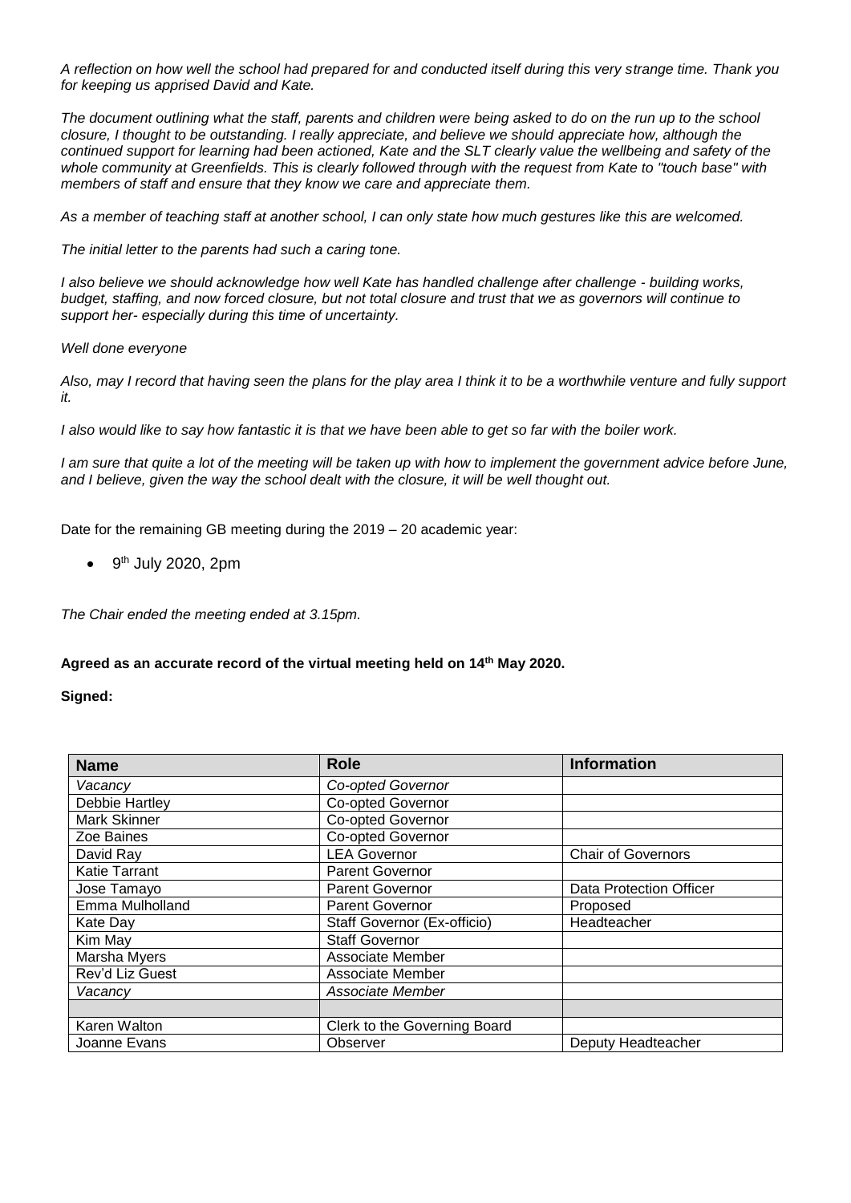*A reflection on how well the school had prepared for and conducted itself during this very strange time. Thank you for keeping us apprised David and Kate.*

*The document outlining what the staff, parents and children were being asked to do on the run up to the school closure, I thought to be outstanding. I really appreciate, and believe we should appreciate how, although the continued support for learning had been actioned, Kate and the SLT clearly value the wellbeing and safety of the whole community at Greenfields. This is clearly followed through with the request from Kate to "touch base" with members of staff and ensure that they know we care and appreciate them.*

*As a member of teaching staff at another school, I can only state how much gestures like this are welcomed.*

*The initial letter to the parents had such a caring tone.*

*I also believe we should acknowledge how well Kate has handled challenge after challenge - building works, budget, staffing, and now forced closure, but not total closure and trust that we as governors will continue to support her- especially during this time of uncertainty.*

*Well done everyone*

*Also, may I record that having seen the plans for the play area I think it to be a worthwhile venture and fully support it.*

*I also would like to say how fantastic it is that we have been able to get so far with the boiler work.*

*I am sure that quite a lot of the meeting will be taken up with how to implement the government advice before June, and I believe, given the way the school dealt with the closure, it will be well thought out.*

Date for the remaining GB meeting during the 2019 – 20 academic year:

- 9th July 2020, 2pm

*The Chair ended the meeting ended at 3.15pm.*

**Agreed as an accurate record of the virtual meeting held on 14th May 2020.**

**Signed:**

| Name | Role | Information |
|---|---|---|
| *Vacancy* | *Co-opted Governor* | |
| Debbie Hartley | Co-opted Governor | |
| Mark Skinner | Co-opted Governor | |
| Zoe Baines | Co-opted Governor | |
| David Ray | LEA Governor | Chair of Governors |
| Katie Tarrant | Parent Governor | |
| Jose Tamayo | Parent Governor | Data Protection Officer |
| Emma Mulholland | Parent Governor | Proposed |
| Kate Day | Staff Governor (Ex-officio) | Headteacher |
| Kim May | Staff Governor | |
| Marsha Myers | Associate Member | |
| Rev'd Liz Guest | Associate Member | |
| *Vacancy* | *Associate Member* | |
| | | |
| Karen Walton | Clerk to the Governing Board | |
| Joanne Evans | Observer | Deputy Headteacher |